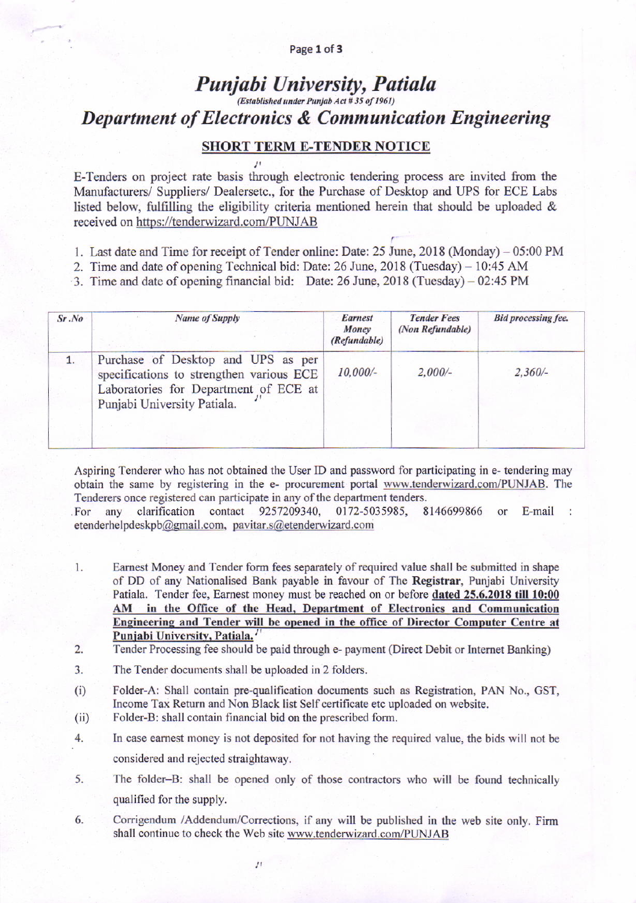# *Punjabi University, Patiala*

*(Established under Punjab Act # 35 of 1961)*

## *Department of Electronics & Communication Engineering*

### SHORT TERM E-TENDER NOTICE

E-Tenders on project rate basis through electronic tendering process are invited from the Manufacturers/ Suppliers/ Dealersetc., for the Purchase of Desktop and UPS for ECE Labs listed below, fulfilling the eligibility criteria mentioned herein that should be uploaded & received on https://tenderwizard.com/PUNJAB

1. Last date and Time for receipt of Tender online: Date: 25 June, 2018 (Monday) – 05:00 PM
2. Time and date of opening Technical bid: Date: 26 June, 2018 (Tuesday) – 10:45 AM
3. Time and date of opening financial bid: Date: 26 June, 2018 (Tuesday) – 02:45 PM

| *Sr.No* | *Name of Supply* | *Earnest Money (Refundable)* | *Tender Fees (Non Refundable)* | *Bid processing fee.* |
|---|---|---|---|---|
| 1. | Purchase of Desktop and UPS as per specifications to strengthen various ECE Laboratories for Department of ECE at Punjabi University Patiala. | *10,000/-* | *2,000/-* | *2,360/-* |

Aspiring Tenderer who has not obtained the User ID and password for participating in e- tendering may obtain the same by registering in the e- procurement portal www.tenderwizard.com/PUNJAB. The Tenderers once registered can participate in any of the department tenders.
For any clarification contact 9257209340, 0172-5035985, 8146699866 or E-mail : etenderhelpdeskpb@gmail.com, pavitar.s@etenderwizard.com

1. Earnest Money and Tender form fees separately of required value shall be submitted in shape of DD of any Nationalised Bank payable in favour of The **Registrar**, Punjabi University Patiala. Tender fee, Earnest money must be reached on or before **dated 25.6.2018 till 10:00 AM in the Office of the Head, Department of Electronics and Communication Engineering and Tender will be opened in the office of Director Computer Centre at Punjabi University, Patiala.**
2. Tender Processing fee should be paid through e- payment (Direct Debit or Internet Banking)
3. The Tender documents shall be uploaded in 2 folders.
   (i) Folder-A: Shall contain pre-qualification documents such as Registration, PAN No., GST, Income Tax Return and Non Black list Self certificate etc uploaded on website.
   (ii) Folder-B: shall contain financial bid on the prescribed form.
4. In case earnest money is not deposited for not having the required value, the bids will not be considered and rejected straightaway.
5. The folder–B: shall be opened only of those contractors who will be found technically qualified for the supply.
6. Corrigendum /Addendum/Corrections, if any will be published in the web site only. Firm shall continue to check the Web site www.tenderwizard.com/PUNJAB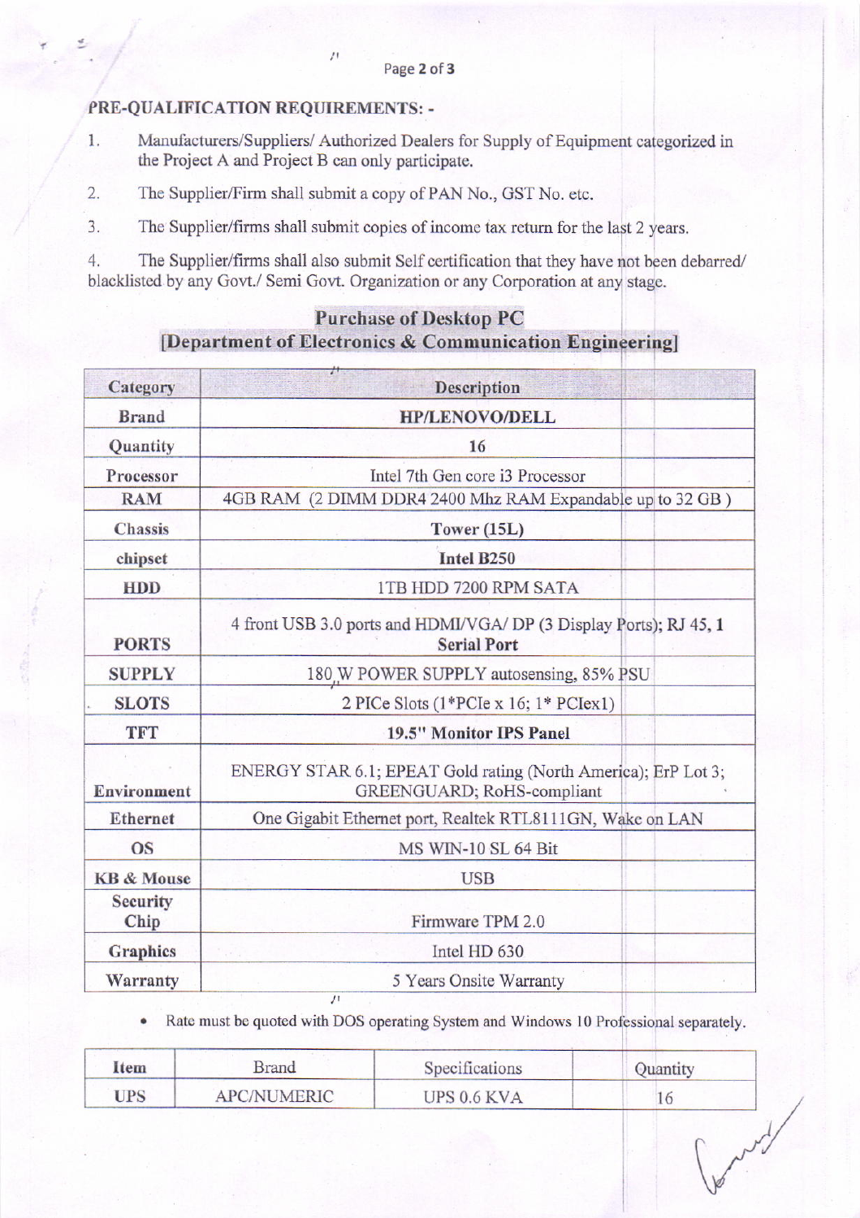## PRE-QUALIFICATION REQUIREMENTS: -

1. Manufacturers/Suppliers/ Authorized Dealers for Supply of Equipment categorized in the Project A and Project B can only participate.

2. The Supplier/Firm shall submit a copy of PAN No., GST No. etc.

3. The Supplier/firms shall submit copies of income tax return for the last 2 years.

4. The Supplier/firms shall also submit Self certification that they have not been debarred/ blacklisted by any Govt./ Semi Govt. Organization or any Corporation at any stage.

### Purchase of Desktop PC
### [Department of Electronics & Communication Engineering]

| Category | Description |
|---|---|
| **Brand** | **HP/LENOVO/DELL** |
| **Quantity** | **16** |
| **Processor** | Intel 7th Gen core i3 Processor |
| **RAM** | 4GB RAM (2 DIMM DDR4 2400 Mhz RAM Expandable up to 32 GB ) |
| **Chassis** | **Tower (15L)** |
| **chipset** | **Intel B250** |
| **HDD** | 1TB HDD 7200 RPM SATA |
| **PORTS** | 4 front USB 3.0 ports and HDMI/VGA/ DP (3 Display Ports); RJ 45, 1 **Serial Port** |
| **SUPPLY** | 180 W POWER SUPPLY autosensing, 85% PSU |
| **SLOTS** | 2 PICe Slots (1*PCIe x 16; 1* PCIex1) |
| **TFT** | **19.5" Monitor IPS Panel** |
| **Environment** | ENERGY STAR 6.1; EPEAT Gold rating (North America); ErP Lot 3; GREENGUARD; RoHS-compliant |
| **Ethernet** | One Gigabit Ethernet port, Realtek RTL8111GN, Wake on LAN |
| **OS** | MS WIN-10 SL 64 Bit |
| **KB & Mouse** | USB |
| **Security Chip** | Firmware TPM 2.0 |
| **Graphics** | Intel HD 630 |
| **Warranty** | 5 Years Onsite Warranty |

- Rate must be quoted with DOS operating System and Windows 10 Professional separately.

| Item | Brand | Specifications | Quantity |
|---|---|---|---|
| UPS | APC/NUMERIC | UPS 0.6 KVA | 16 |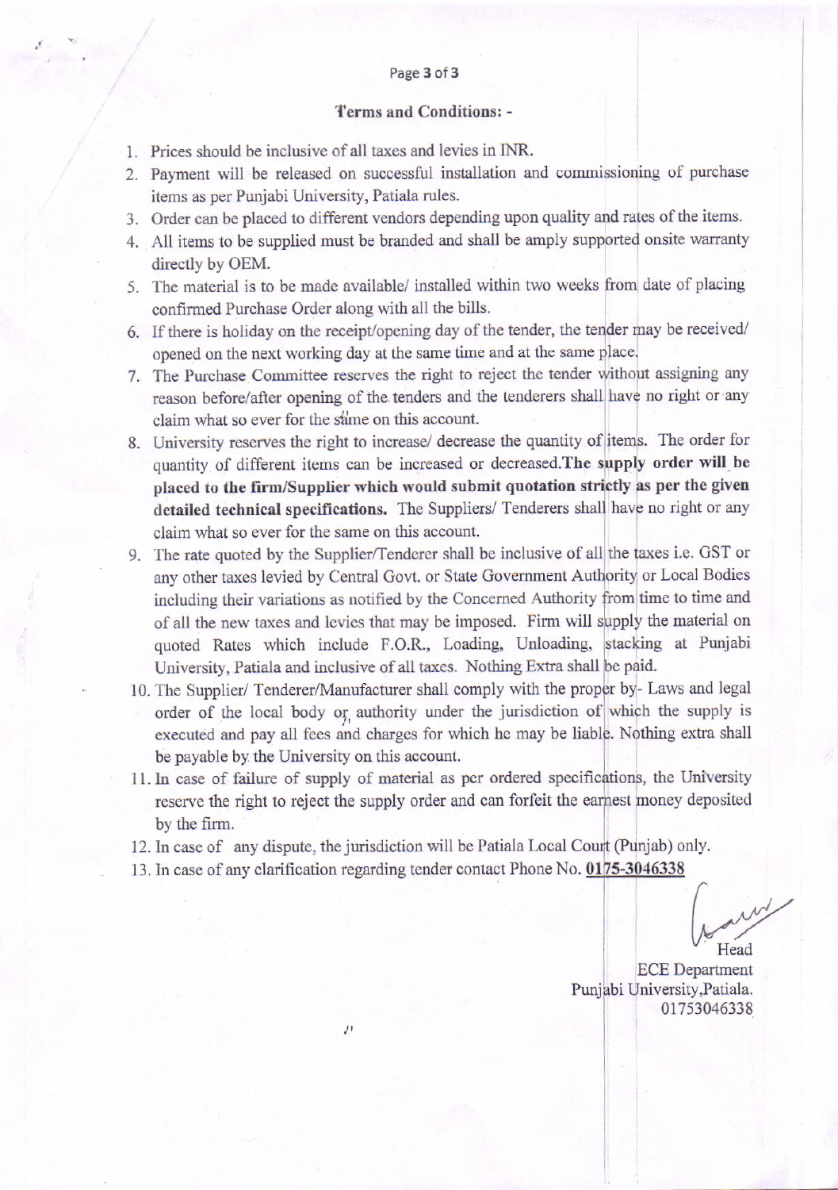## Terms and Conditions: -

1. Prices should be inclusive of all taxes and levies in INR.
2. Payment will be released on successful installation and commissioning of purchase items as per Punjabi University, Patiala rules.
3. Order can be placed to different vendors depending upon quality and rates of the items.
4. All items to be supplied must be branded and shall be amply supported onsite warranty directly by OEM.
5. The material is to be made available/ installed within two weeks from date of placing confirmed Purchase Order along with all the bills.
6. If there is holiday on the receipt/opening day of the tender, the tender may be received/ opened on the next working day at the same time and at the same place.
7. The Purchase Committee reserves the right to reject the tender without assigning any reason before/after opening of the tenders and the tenderers shall have no right or any claim what so ever for the same on this account.
8. University reserves the right to increase/ decrease the quantity of items. The order for quantity of different items can be increased or decreased.**The supply order will be placed to the firm/Supplier which would submit quotation strictly as per the given detailed technical specifications.** The Suppliers/ Tenderers shall have no right or any claim what so ever for the same on this account.
9. The rate quoted by the Supplier/Tenderer shall be inclusive of all the taxes i.e. GST or any other taxes levied by Central Govt. or State Government Authority or Local Bodies including their variations as notified by the Concerned Authority from time to time and of all the new taxes and levies that may be imposed. Firm will supply the material on quoted Rates which include F.O.R., Loading, Unloading, stacking at Punjabi University, Patiala and inclusive of all taxes. Nothing Extra shall be paid.
10. The Supplier/ Tenderer/Manufacturer shall comply with the proper by- Laws and legal order of the local body or authority under the jurisdiction of which the supply is executed and pay all fees and charges for which he may be liable. Nothing extra shall be payable by the University on this account.
11. In case of failure of supply of material as per ordered specifications, the University reserve the right to reject the supply order and can forfeit the earnest money deposited by the firm.
12. In case of any dispute, the jurisdiction will be Patiala Local Court (Punjab) only.
13. In case of any clarification regarding tender contact Phone No. **0175-3046338**

Head
ECE Department
Punjabi University,Patiala.
01753046338